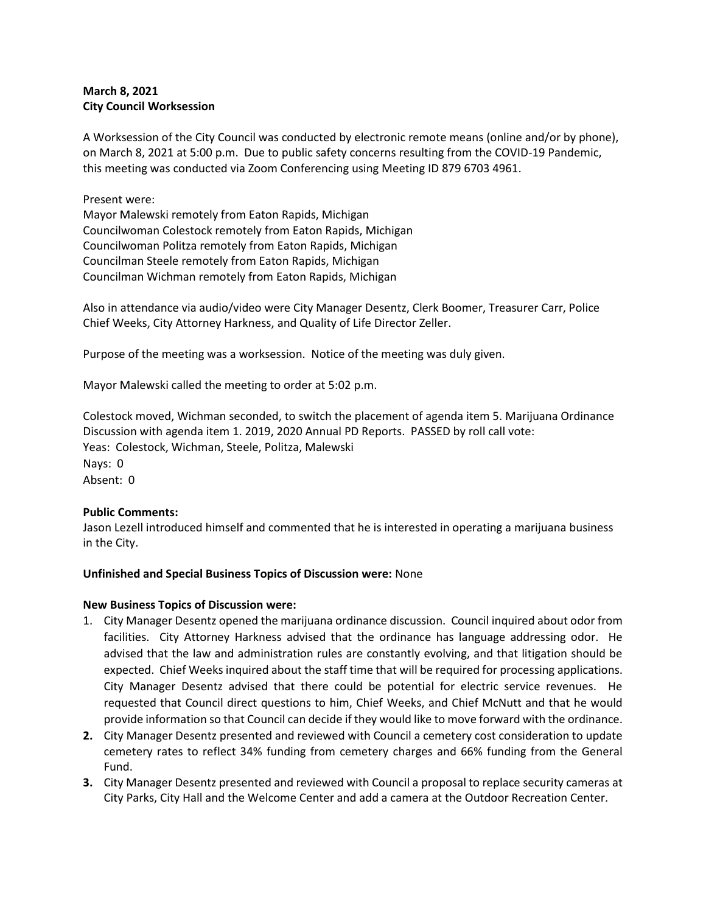**March 8, 2021**
**City Council Worksession**

A Worksession of the City Council was conducted by electronic remote means (online and/or by phone), on March 8, 2021 at 5:00 p.m. Due to public safety concerns resulting from the COVID-19 Pandemic, this meeting was conducted via Zoom Conferencing using Meeting ID 879 6703 4961.

Present were:
Mayor Malewski remotely from Eaton Rapids, Michigan
Councilwoman Colestock remotely from Eaton Rapids, Michigan
Councilwoman Politza remotely from Eaton Rapids, Michigan
Councilman Steele remotely from Eaton Rapids, Michigan
Councilman Wichman remotely from Eaton Rapids, Michigan

Also in attendance via audio/video were City Manager Desentz, Clerk Boomer, Treasurer Carr, Police Chief Weeks, City Attorney Harkness, and Quality of Life Director Zeller.

Purpose of the meeting was a worksession. Notice of the meeting was duly given.

Mayor Malewski called the meeting to order at 5:02 p.m.

Colestock moved, Wichman seconded, to switch the placement of agenda item 5. Marijuana Ordinance Discussion with agenda item 1. 2019, 2020 Annual PD Reports. PASSED by roll call vote:
Yeas: Colestock, Wichman, Steele, Politza, Malewski
Nays: 0
Absent: 0

**Public Comments:**
Jason Lezell introduced himself and commented that he is interested in operating a marijuana business in the City.

**Unfinished and Special Business Topics of Discussion were:** None

**New Business Topics of Discussion were:**

1. City Manager Desentz opened the marijuana ordinance discussion. Council inquired about odor from facilities. City Attorney Harkness advised that the ordinance has language addressing odor. He advised that the law and administration rules are constantly evolving, and that litigation should be expected. Chief Weeks inquired about the staff time that will be required for processing applications. City Manager Desentz advised that there could be potential for electric service revenues. He requested that Council direct questions to him, Chief Weeks, and Chief McNutt and that he would provide information so that Council can decide if they would like to move forward with the ordinance.
2. City Manager Desentz presented and reviewed with Council a cemetery cost consideration to update cemetery rates to reflect 34% funding from cemetery charges and 66% funding from the General Fund.
3. City Manager Desentz presented and reviewed with Council a proposal to replace security cameras at City Parks, City Hall and the Welcome Center and add a camera at the Outdoor Recreation Center.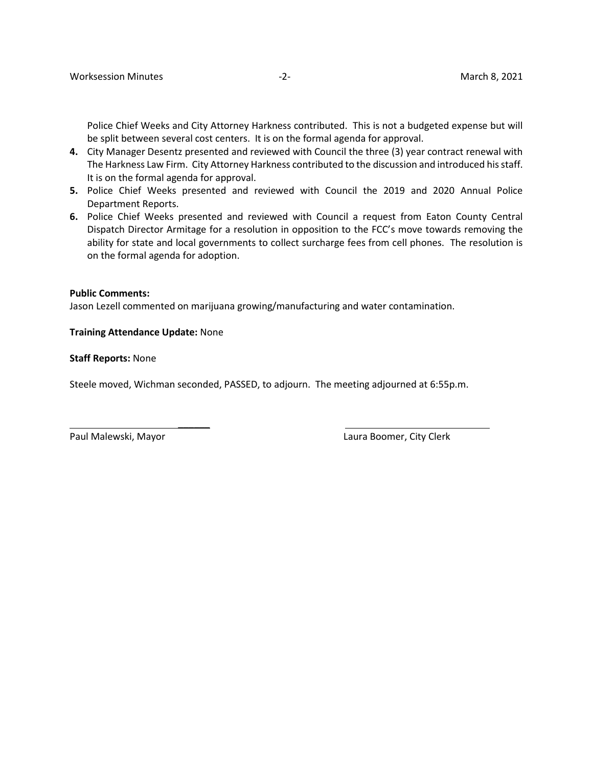Police Chief Weeks and City Attorney Harkness contributed. This is not a budgeted expense but will be split between several cost centers. It is on the formal agenda for approval.

4. City Manager Desentz presented and reviewed with Council the three (3) year contract renewal with The Harkness Law Firm. City Attorney Harkness contributed to the discussion and introduced his staff. It is on the formal agenda for approval.
5. Police Chief Weeks presented and reviewed with Council the 2019 and 2020 Annual Police Department Reports.
6. Police Chief Weeks presented and reviewed with Council a request from Eaton County Central Dispatch Director Armitage for a resolution in opposition to the FCC's move towards removing the ability for state and local governments to collect surcharge fees from cell phones. The resolution is on the formal agenda for adoption.

**Public Comments:**
Jason Lezell commented on marijuana growing/manufacturing and water contamination.

**Training Attendance Update:** None

**Staff Reports:** None

Steele moved, Wichman seconded, PASSED, to adjourn. The meeting adjourned at 6:55p.m.

Paul Malewski, Mayor

Laura Boomer, City Clerk